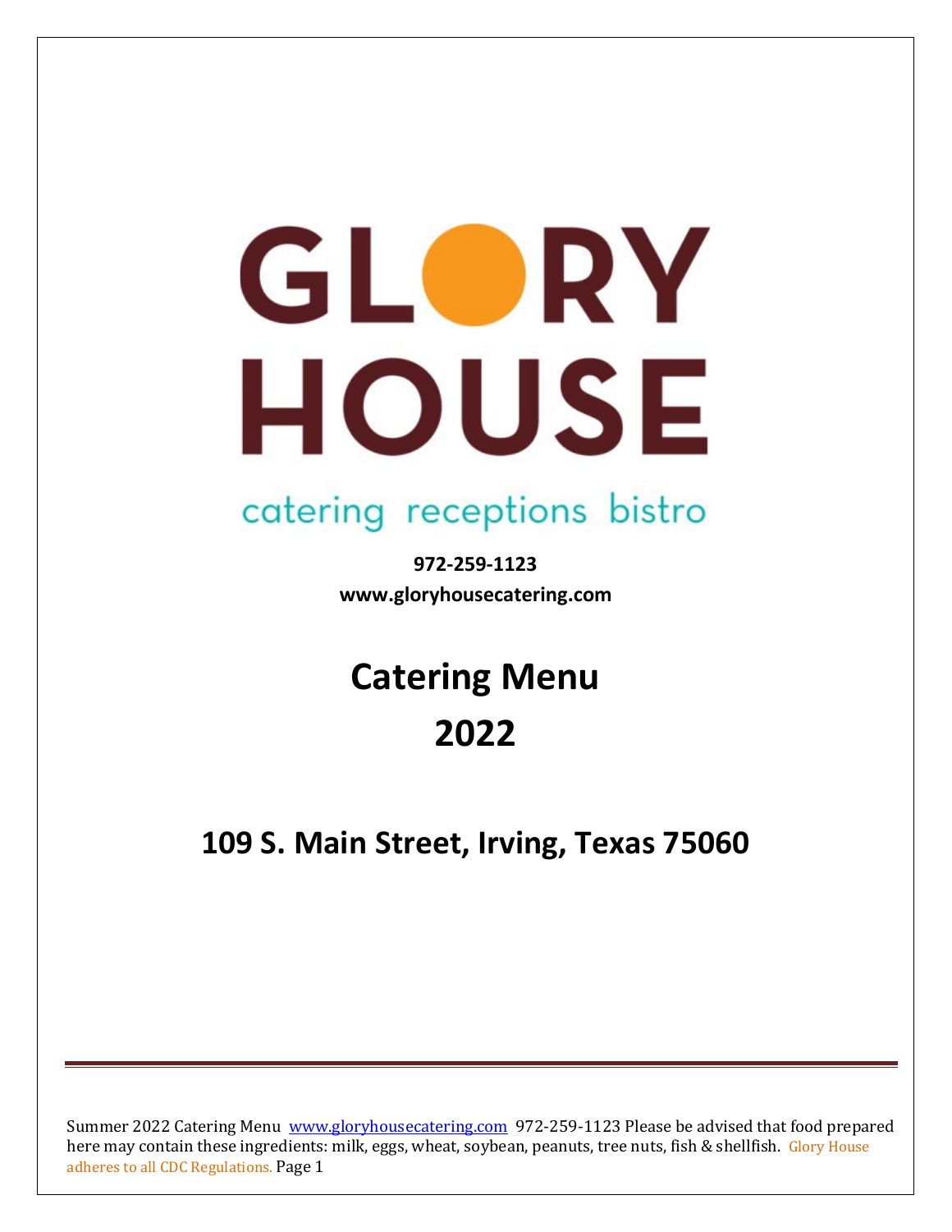# GLORY HOUSE

catering receptions bistro

**972-259-1123**
**www.gloryhousecatering.com**

# Catering Menu
# 2022

## 109 S. Main Street, Irving, Texas 75060

Summer 2022 Catering Menu www.gloryhousecatering.com 972-259-1123 Please be advised that food prepared here may contain these ingredients: milk, eggs, wheat, soybean, peanuts, tree nuts, fish & shellfish. Glory House adheres to all CDC Regulations.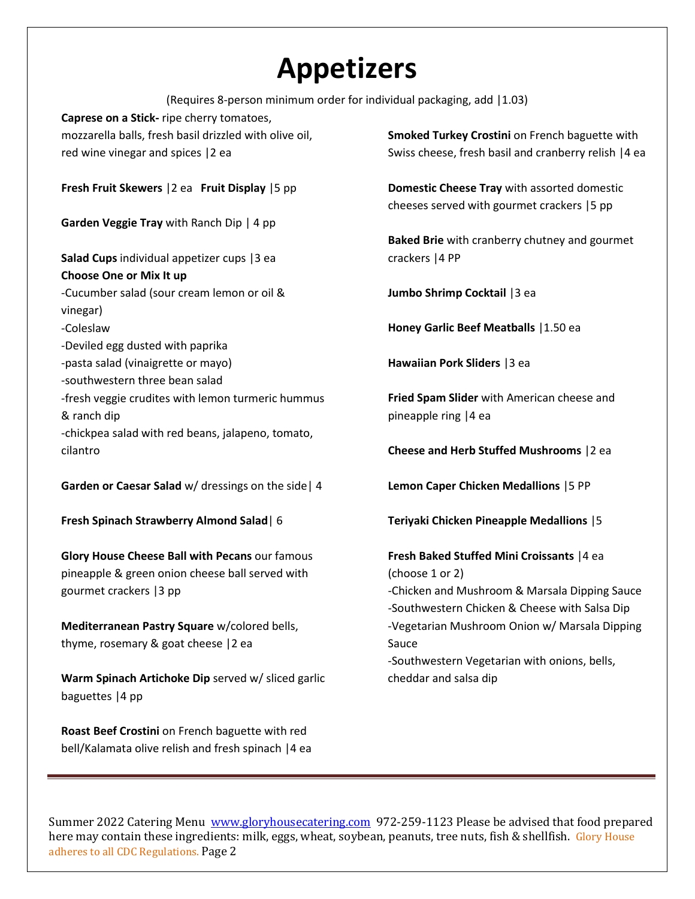# Appetizers

(Requires 8-person minimum order for individual packaging, add |1.03)

**Caprese on a Stick-** ripe cherry tomatoes, mozzarella balls, fresh basil drizzled with olive oil, red wine vinegar and spices |2 ea

**Fresh Fruit Skewers** |2 ea **Fruit Display** |5 pp

**Garden Veggie Tray** with Ranch Dip | 4 pp

**Salad Cups** individual appetizer cups |3 ea
**Choose One or Mix It up**
- Cucumber salad (sour cream lemon or oil & vinegar)
- Coleslaw
- Deviled egg dusted with paprika
- pasta salad (vinaigrette or mayo)
- southwestern three bean salad
- fresh veggie crudites with lemon turmeric hummus & ranch dip
- chickpea salad with red beans, jalapeno, tomato, cilantro

**Garden or Caesar Salad** w/ dressings on the side| 4

**Fresh Spinach Strawberry Almond Salad**| 6

**Glory House Cheese Ball with Pecans** our famous pineapple & green onion cheese ball served with gourmet crackers |3 pp

**Mediterranean Pastry Square** w/colored bells, thyme, rosemary & goat cheese |2 ea

**Warm Spinach Artichoke Dip** served w/ sliced garlic baguettes |4 pp

**Roast Beef Crostini** on French baguette with red bell/Kalamata olive relish and fresh spinach |4 ea

**Smoked Turkey Crostini** on French baguette with Swiss cheese, fresh basil and cranberry relish |4 ea

**Domestic Cheese Tray** with assorted domestic cheeses served with gourmet crackers |5 pp

**Baked Brie** with cranberry chutney and gourmet crackers |4 PP

**Jumbo Shrimp Cocktail** |3 ea

**Honey Garlic Beef Meatballs** |1.50 ea

**Hawaiian Pork Sliders** |3 ea

**Fried Spam Slider** with American cheese and pineapple ring |4 ea

**Cheese and Herb Stuffed Mushrooms** |2 ea

**Lemon Caper Chicken Medallions** |5 PP

**Teriyaki Chicken Pineapple Medallions** |5

**Fresh Baked Stuffed Mini Croissants** |4 ea
(choose 1 or 2)
- Chicken and Mushroom & Marsala Dipping Sauce
- Southwestern Chicken & Cheese with Salsa Dip
- Vegetarian Mushroom Onion w/ Marsala Dipping Sauce
- Southwestern Vegetarian with onions, bells, cheddar and salsa dip

Summer 2022 Catering Menu www.gloryhousecatering.com 972-259-1123 Please be advised that food prepared here may contain these ingredients: milk, eggs, wheat, soybean, peanuts, tree nuts, fish & shellfish. Glory House adheres to all CDC Regulations.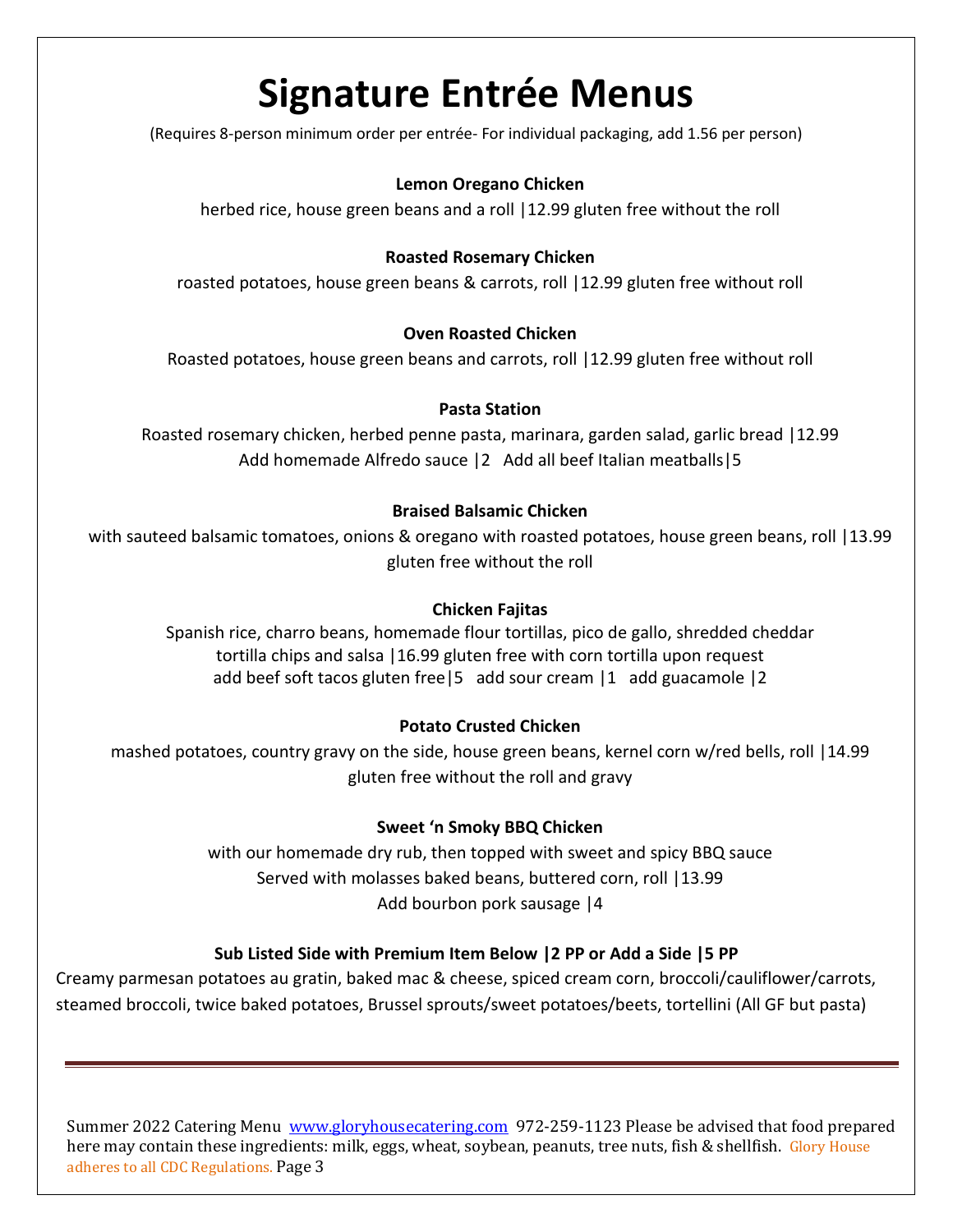# Signature Entrée Menus

(Requires 8-person minimum order per entrée- For individual packaging, add 1.56 per person)

**Lemon Oregano Chicken**

herbed rice, house green beans and a roll |12.99 gluten free without the roll

**Roasted Rosemary Chicken**

roasted potatoes, house green beans & carrots, roll |12.99 gluten free without roll

**Oven Roasted Chicken**

Roasted potatoes, house green beans and carrots, roll |12.99 gluten free without roll

**Pasta Station**

Roasted rosemary chicken, herbed penne pasta, marinara, garden salad, garlic bread |12.99
Add homemade Alfredo sauce |2 Add all beef Italian meatballs|5

**Braised Balsamic Chicken**

with sauteed balsamic tomatoes, onions & oregano with roasted potatoes, house green beans, roll |13.99 gluten free without the roll

**Chicken Fajitas**

Spanish rice, charro beans, homemade flour tortillas, pico de gallo, shredded cheddar tortilla chips and salsa |16.99 gluten free with corn tortilla upon request
add beef soft tacos gluten free|5 add sour cream |1 add guacamole |2

**Potato Crusted Chicken**

mashed potatoes, country gravy on the side, house green beans, kernel corn w/red bells, roll |14.99 gluten free without the roll and gravy

**Sweet 'n Smoky BBQ Chicken**

with our homemade dry rub, then topped with sweet and spicy BBQ sauce
Served with molasses baked beans, buttered corn, roll |13.99
Add bourbon pork sausage |4

**Sub Listed Side with Premium Item Below |2 PP or Add a Side |5 PP**

Creamy parmesan potatoes au gratin, baked mac & cheese, spiced cream corn, broccoli/cauliflower/carrots, steamed broccoli, twice baked potatoes, Brussel sprouts/sweet potatoes/beets, tortellini (All GF but pasta)

---

Summer 2022 Catering Menu www.gloryhousecatering.com 972-259-1123 Please be advised that food prepared here may contain these ingredients: milk, eggs, wheat, soybean, peanuts, tree nuts, fish & shellfish. Glory House adheres to all CDC Regulations.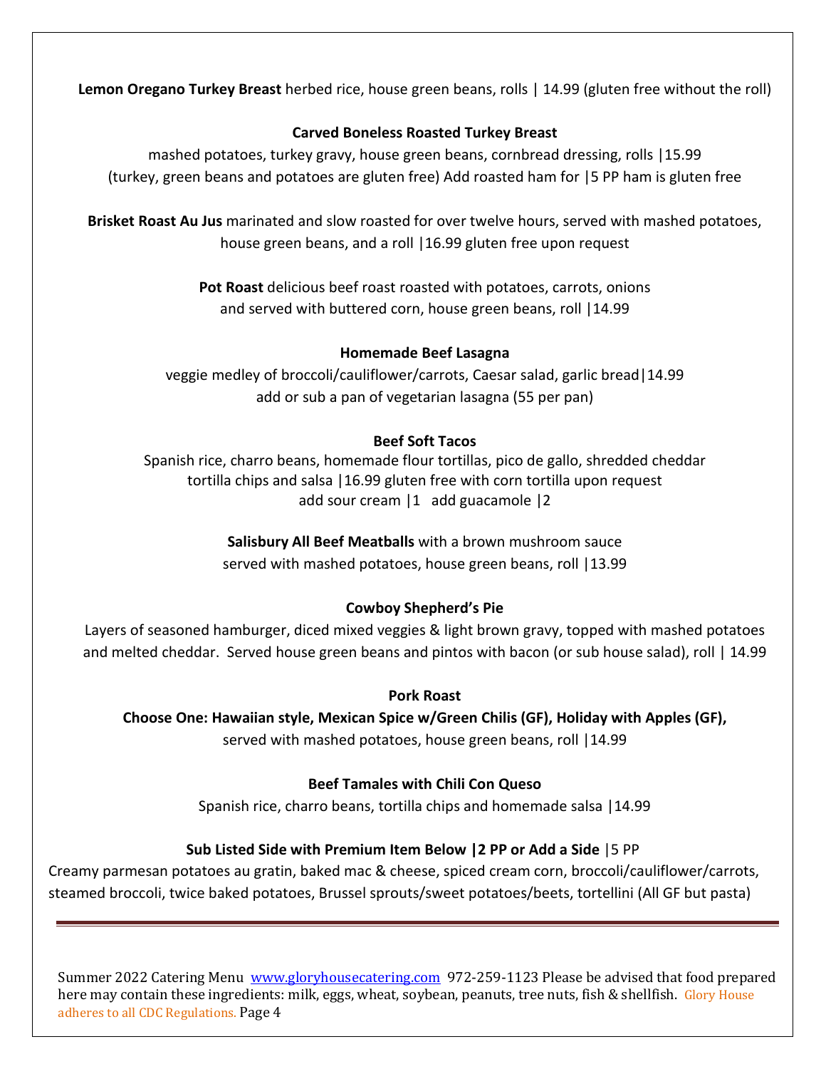**Lemon Oregano Turkey Breast** herbed rice, house green beans, rolls | 14.99 (gluten free without the roll)

**Carved Boneless Roasted Turkey Breast**

mashed potatoes, turkey gravy, house green beans, cornbread dressing, rolls |15.99
(turkey, green beans and potatoes are gluten free) Add roasted ham for |5 PP ham is gluten free

**Brisket Roast Au Jus** marinated and slow roasted for over twelve hours, served with mashed potatoes, house green beans, and a roll |16.99 gluten free upon request

**Pot Roast** delicious beef roast roasted with potatoes, carrots, onions
and served with buttered corn, house green beans, roll |14.99

**Homemade Beef Lasagna**

veggie medley of broccoli/cauliflower/carrots, Caesar salad, garlic bread|14.99
add or sub a pan of vegetarian lasagna (55 per pan)

**Beef Soft Tacos**

Spanish rice, charro beans, homemade flour tortillas, pico de gallo, shredded cheddar
tortilla chips and salsa |16.99 gluten free with corn tortilla upon request
add sour cream |1 add guacamole |2

**Salisbury All Beef Meatballs** with a brown mushroom sauce
served with mashed potatoes, house green beans, roll |13.99

**Cowboy Shepherd's Pie**

Layers of seasoned hamburger, diced mixed veggies & light brown gravy, topped with mashed potatoes and melted cheddar. Served house green beans and pintos with bacon (or sub house salad), roll | 14.99

**Pork Roast**

**Choose One: Hawaiian style, Mexican Spice w/Green Chilis (GF), Holiday with Apples (GF),**
served with mashed potatoes, house green beans, roll |14.99

**Beef Tamales with Chili Con Queso**

Spanish rice, charro beans, tortilla chips and homemade salsa |14.99

**Sub Listed Side with Premium Item Below |2 PP or Add a Side** |5 PP

Creamy parmesan potatoes au gratin, baked mac & cheese, spiced cream corn, broccoli/cauliflower/carrots, steamed broccoli, twice baked potatoes, Brussel sprouts/sweet potatoes/beets, tortellini (All GF but pasta)

Summer 2022 Catering Menu www.gloryhousecatering.com 972-259-1123 Please be advised that food prepared here may contain these ingredients: milk, eggs, wheat, soybean, peanuts, tree nuts, fish & shellfish. Glory House adheres to all CDC Regulations.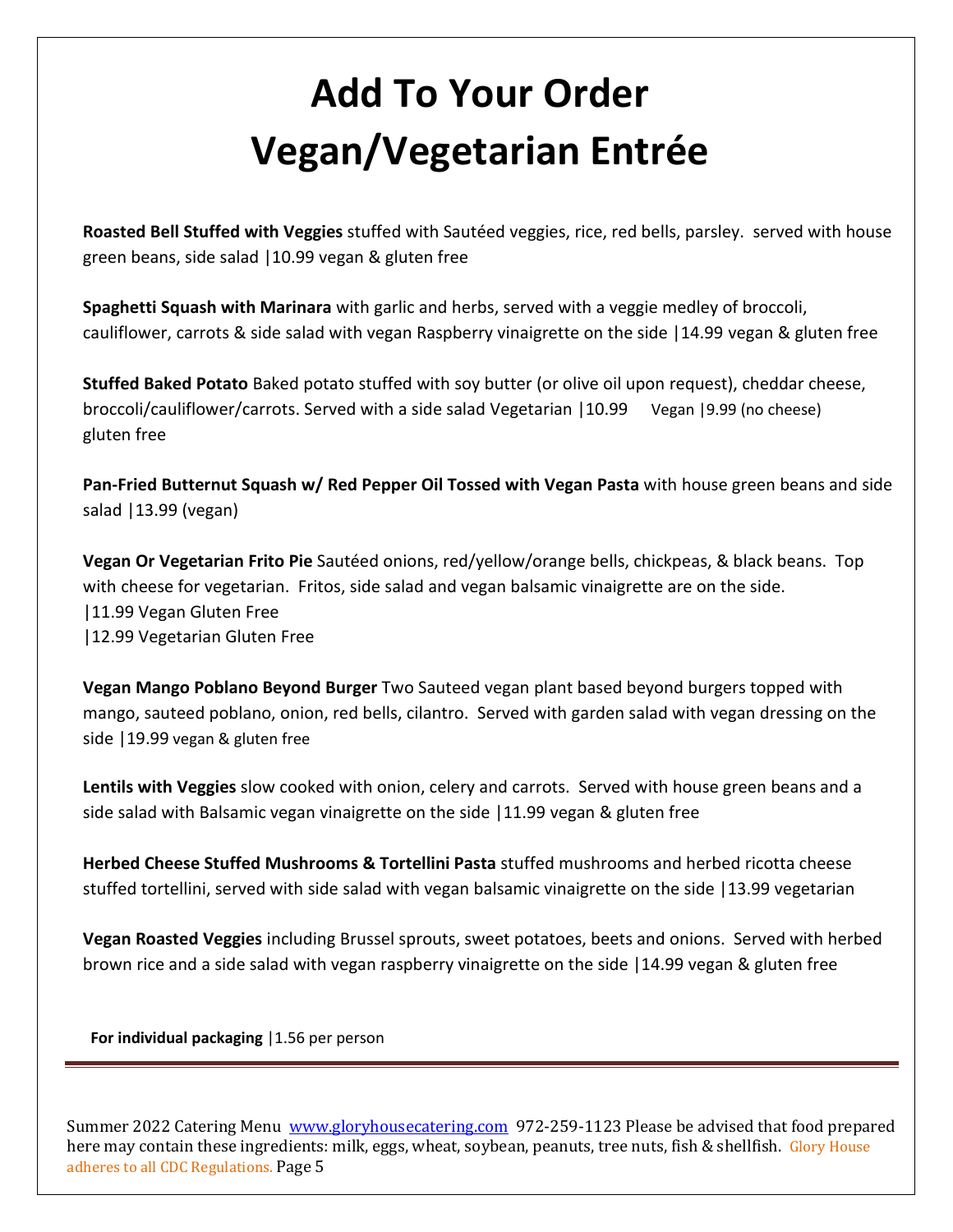# Add To Your Order
# Vegan/Vegetarian Entrée

**Roasted Bell Stuffed with Veggies** stuffed with Sautéed veggies, rice, red bells, parsley. served with house green beans, side salad |10.99 vegan & gluten free

**Spaghetti Squash with Marinara** with garlic and herbs, served with a veggie medley of broccoli, cauliflower, carrots & side salad with vegan Raspberry vinaigrette on the side |14.99 vegan & gluten free

**Stuffed Baked Potato** Baked potato stuffed with soy butter (or olive oil upon request), cheddar cheese, broccoli/cauliflower/carrots. Served with a side salad Vegetarian |10.99 Vegan |9.99 (no cheese) gluten free

**Pan-Fried Butternut Squash w/ Red Pepper Oil Tossed with Vegan Pasta** with house green beans and side salad |13.99 (vegan)

**Vegan Or Vegetarian Frito Pie** Sautéed onions, red/yellow/orange bells, chickpeas, & black beans. Top with cheese for vegetarian. Fritos, side salad and vegan balsamic vinaigrette are on the side.
|11.99 Vegan Gluten Free
|12.99 Vegetarian Gluten Free

**Vegan Mango Poblano Beyond Burger** Two Sauteed vegan plant based beyond burgers topped with mango, sauteed poblano, onion, red bells, cilantro. Served with garden salad with vegan dressing on the side |19.99 vegan & gluten free

**Lentils with Veggies** slow cooked with onion, celery and carrots. Served with house green beans and a side salad with Balsamic vegan vinaigrette on the side |11.99 vegan & gluten free

**Herbed Cheese Stuffed Mushrooms & Tortellini Pasta** stuffed mushrooms and herbed ricotta cheese stuffed tortellini, served with side salad with vegan balsamic vinaigrette on the side |13.99 vegetarian

**Vegan Roasted Veggies** including Brussel sprouts, sweet potatoes, beets and onions. Served with herbed brown rice and a side salad with vegan raspberry vinaigrette on the side |14.99 vegan & gluten free

**For individual packaging** |1.56 per person

---

Summer 2022 Catering Menu www.gloryhousecatering.com 972-259-1123 Please be advised that food prepared here may contain these ingredients: milk, eggs, wheat, soybean, peanuts, tree nuts, fish & shellfish. Glory House adheres to all CDC Regulations.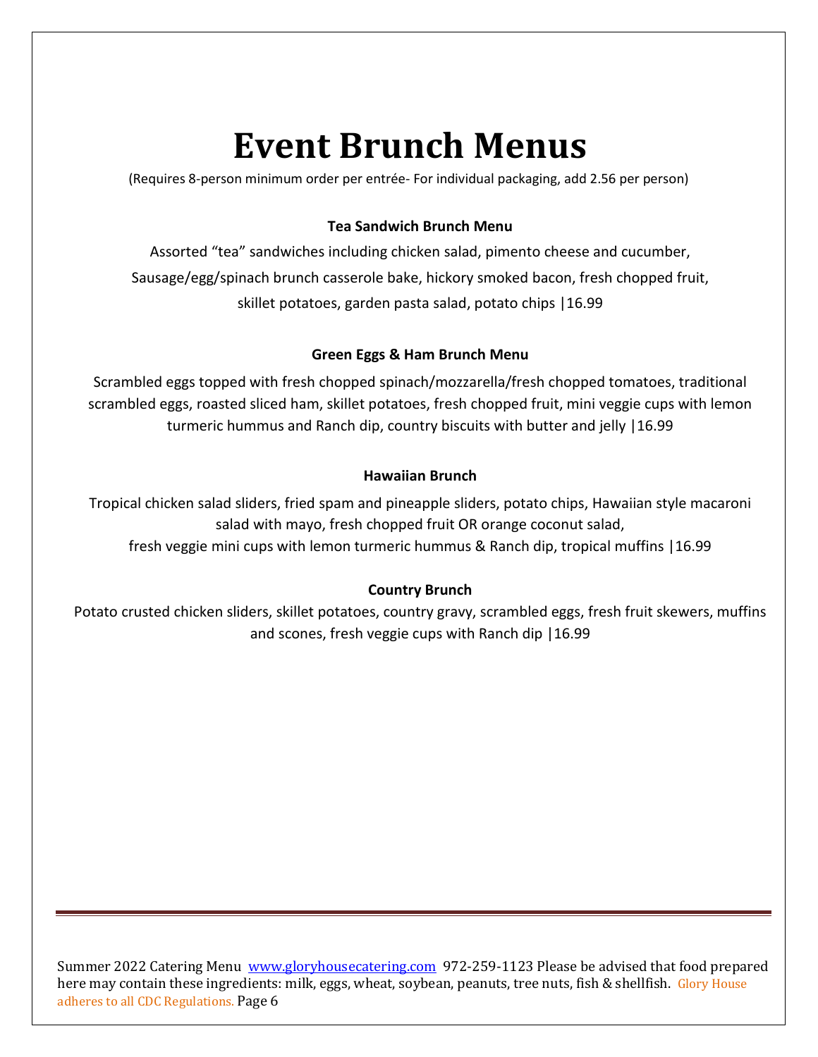# Event Brunch Menus

(Requires 8-person minimum order per entrée- For individual packaging, add 2.56 per person)

**Tea Sandwich Brunch Menu**

Assorted "tea" sandwiches including chicken salad, pimento cheese and cucumber, Sausage/egg/spinach brunch casserole bake, hickory smoked bacon, fresh chopped fruit, skillet potatoes, garden pasta salad, potato chips |16.99

**Green Eggs & Ham Brunch Menu**

Scrambled eggs topped with fresh chopped spinach/mozzarella/fresh chopped tomatoes, traditional scrambled eggs, roasted sliced ham, skillet potatoes, fresh chopped fruit, mini veggie cups with lemon turmeric hummus and Ranch dip, country biscuits with butter and jelly |16.99

**Hawaiian Brunch**

Tropical chicken salad sliders, fried spam and pineapple sliders, potato chips, Hawaiian style macaroni salad with mayo, fresh chopped fruit OR orange coconut salad, fresh veggie mini cups with lemon turmeric hummus & Ranch dip, tropical muffins |16.99

**Country Brunch**

Potato crusted chicken sliders, skillet potatoes, country gravy, scrambled eggs, fresh fruit skewers, muffins and scones, fresh veggie cups with Ranch dip |16.99

Summer 2022 Catering Menu www.gloryhousecatering.com 972-259-1123 Please be advised that food prepared here may contain these ingredients: milk, eggs, wheat, soybean, peanuts, tree nuts, fish & shellfish. Glory House adheres to all CDC Regulations.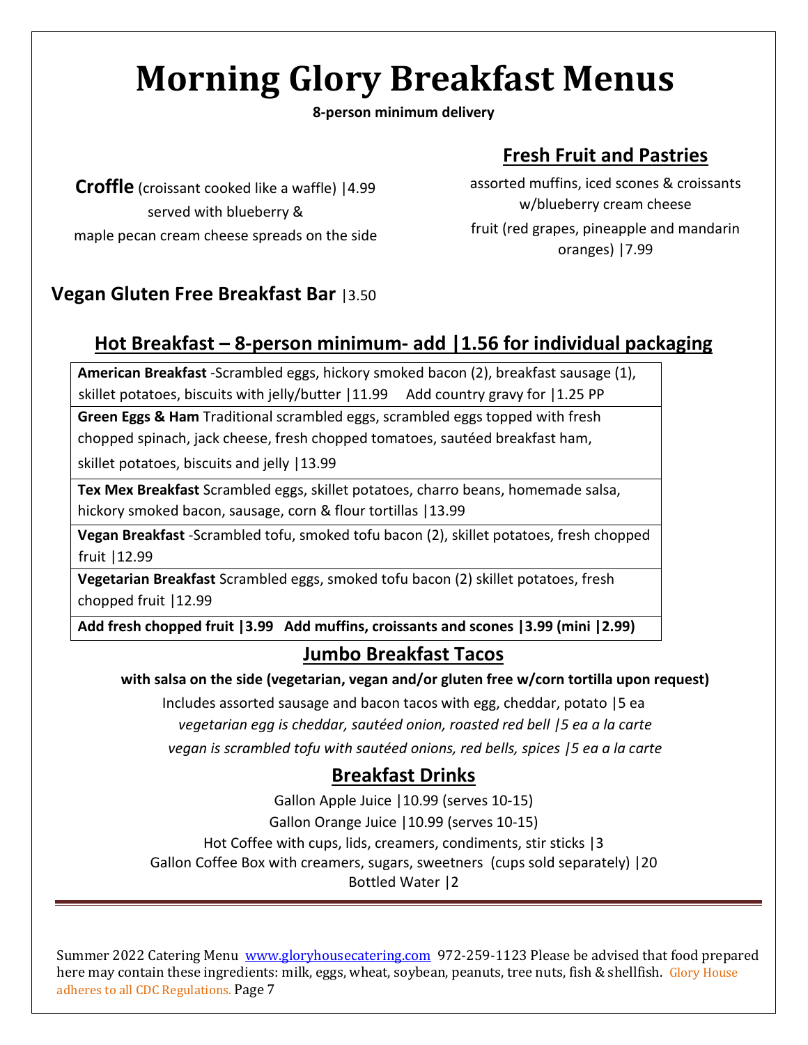# Morning Glory Breakfast Menus

**8-person minimum delivery**

**Croffle** (croissant cooked like a waffle) |4.99
served with blueberry &
maple pecan cream cheese spreads on the side

## Fresh Fruit and Pastries

assorted muffins, iced scones & croissants
w/blueberry cream cheese
fruit (red grapes, pineapple and mandarin oranges) |7.99

**Vegan Gluten Free Breakfast Bar** |3.50

## Hot Breakfast – 8-person minimum- add |1.56 for individual packaging

| |
|---|
| **American Breakfast** -Scrambled eggs, hickory smoked bacon (2), breakfast sausage (1), skillet potatoes, biscuits with jelly/butter \|11.99 Add country gravy for \|1.25 PP |
| **Green Eggs & Ham** Traditional scrambled eggs, scrambled eggs topped with fresh chopped spinach, jack cheese, fresh chopped tomatoes, sautéed breakfast ham, skillet potatoes, biscuits and jelly \|13.99 |
| **Tex Mex Breakfast** Scrambled eggs, skillet potatoes, charro beans, homemade salsa, hickory smoked bacon, sausage, corn & flour tortillas \|13.99 |
| **Vegan Breakfast** -Scrambled tofu, smoked tofu bacon (2), skillet potatoes, fresh chopped fruit \|12.99 |
| **Vegetarian Breakfast** Scrambled eggs, smoked tofu bacon (2) skillet potatoes, fresh chopped fruit \|12.99 |
| **Add fresh chopped fruit \|3.99 Add muffins, croissants and scones \|3.99 (mini \|2.99)** |

## Jumbo Breakfast Tacos

**with salsa on the side (vegetarian, vegan and/or gluten free w/corn tortilla upon request)**

Includes assorted sausage and bacon tacos with egg, cheddar, potato |5 ea

*vegetarian egg is cheddar, sautéed onion, roasted red bell |5 ea a la carte*

*vegan is scrambled tofu with sautéed onions, red bells, spices |5 ea a la carte*

## Breakfast Drinks

Gallon Apple Juice |10.99 (serves 10-15)
Gallon Orange Juice |10.99 (serves 10-15)
Hot Coffee with cups, lids, creamers, condiments, stir sticks |3
Gallon Coffee Box with creamers, sugars, sweetners (cups sold separately) |20
Bottled Water |2

Summer 2022 Catering Menu www.gloryhousecatering.com 972-259-1123 Please be advised that food prepared here may contain these ingredients: milk, eggs, wheat, soybean, peanuts, tree nuts, fish & shellfish. Glory House adheres to all CDC Regulations.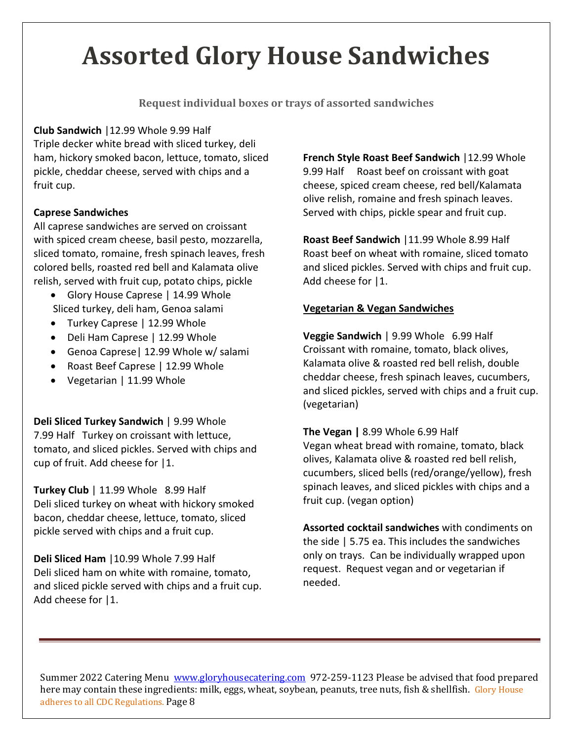# Assorted Glory House Sandwiches

**Request individual boxes or trays of assorted sandwiches**

**Club Sandwich** |12.99 Whole 9.99 Half
Triple decker white bread with sliced turkey, deli ham, hickory smoked bacon, lettuce, tomato, sliced pickle, cheddar cheese, served with chips and a fruit cup.

**Caprese Sandwiches**
All caprese sandwiches are served on croissant with spiced cream cheese, basil pesto, mozzarella, sliced tomato, romaine, fresh spinach leaves, fresh colored bells, roasted red bell and Kalamata olive relish, served with fruit cup, potato chips, pickle

- Glory House Caprese | 14.99 Whole
  Sliced turkey, deli ham, Genoa salami
- Turkey Caprese | 12.99 Whole
- Deli Ham Caprese | 12.99 Whole
- Genoa Caprese| 12.99 Whole w/ salami
- Roast Beef Caprese | 12.99 Whole
- Vegetarian | 11.99 Whole

**Deli Sliced Turkey Sandwich** | 9.99 Whole 7.99 Half Turkey on croissant with lettuce, tomato, and sliced pickles. Served with chips and cup of fruit. Add cheese for |1.

**Turkey Club** | 11.99 Whole 8.99 Half
Deli sliced turkey on wheat with hickory smoked bacon, cheddar cheese, lettuce, tomato, sliced pickle served with chips and a fruit cup.

**Deli Sliced Ham** |10.99 Whole 7.99 Half
Deli sliced ham on white with romaine, tomato, and sliced pickle served with chips and a fruit cup. Add cheese for |1.

**French Style Roast Beef Sandwich** |12.99 Whole 9.99 Half Roast beef on croissant with goat cheese, spiced cream cheese, red bell/Kalamata olive relish, romaine and fresh spinach leaves. Served with chips, pickle spear and fruit cup.

**Roast Beef Sandwich** |11.99 Whole 8.99 Half
Roast beef on wheat with romaine, sliced tomato and sliced pickles. Served with chips and fruit cup. Add cheese for |1.

**<u>Vegetarian & Vegan Sandwiches</u>**

**Veggie Sandwich** | 9.99 Whole 6.99 Half
Croissant with romaine, tomato, black olives, Kalamata olive & roasted red bell relish, double cheddar cheese, fresh spinach leaves, cucumbers, and sliced pickles, served with chips and a fruit cup. (vegetarian)

**The Vegan |** 8.99 Whole 6.99 Half
Vegan wheat bread with romaine, tomato, black olives, Kalamata olive & roasted red bell relish, cucumbers, sliced bells (red/orange/yellow), fresh spinach leaves, and sliced pickles with chips and a fruit cup. (vegan option)

**Assorted cocktail sandwiches** with condiments on the side | 5.75 ea. This includes the sandwiches only on trays. Can be individually wrapped upon request. Request vegan and or vegetarian if needed.

Summer 2022 Catering Menu www.gloryhousecatering.com 972-259-1123 Please be advised that food prepared here may contain these ingredients: milk, eggs, wheat, soybean, peanuts, tree nuts, fish & shellfish. Glory House adheres to all CDC Regulations.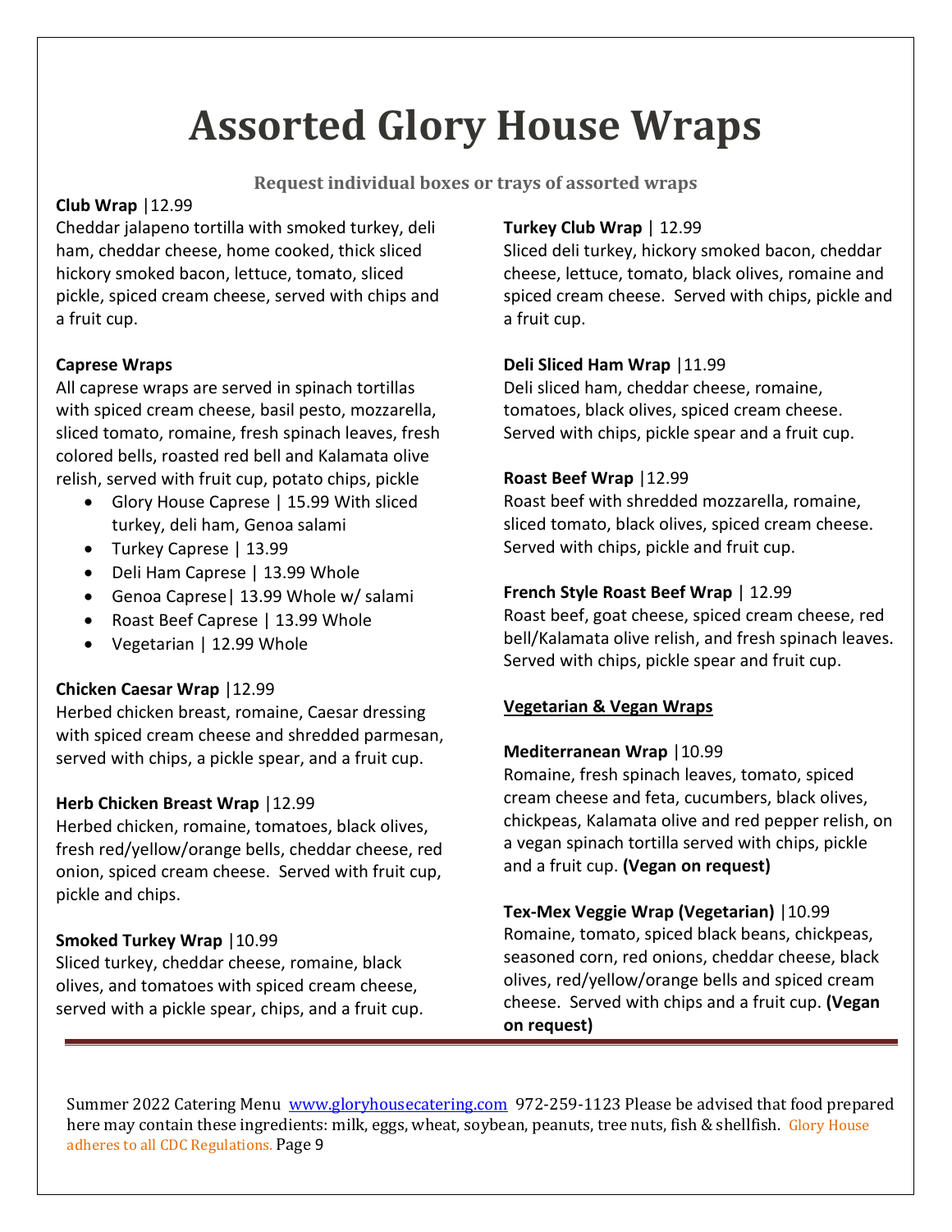// Summary: Transcription of the catering menu page "Assorted Glory House Wraps" covering meat, caprese, vegetarian and vegan wraps with prices, followed by the footer note.

# Assorted Glory House Wraps

**Request individual boxes or trays of assorted wraps**

**Club Wrap** |12.99
Cheddar jalapeno tortilla with smoked turkey, deli ham, cheddar cheese, home cooked, thick sliced hickory smoked bacon, lettuce, tomato, sliced pickle, spiced cream cheese, served with chips and a fruit cup.

**Caprese Wraps**
All caprese wraps are served in spinach tortillas with spiced cream cheese, basil pesto, mozzarella, sliced tomato, romaine, fresh spinach leaves, fresh colored bells, roasted red bell and Kalamata olive relish, served with fruit cup, potato chips, pickle

- Glory House Caprese | 15.99 With sliced turkey, deli ham, Genoa salami
- Turkey Caprese | 13.99
- Deli Ham Caprese | 13.99 Whole
- Genoa Caprese| 13.99 Whole w/ salami
- Roast Beef Caprese | 13.99 Whole
- Vegetarian | 12.99 Whole

**Chicken Caesar Wrap** |12.99
Herbed chicken breast, romaine, Caesar dressing with spiced cream cheese and shredded parmesan, served with chips, a pickle spear, and a fruit cup.

**Herb Chicken Breast Wrap** |12.99
Herbed chicken, romaine, tomatoes, black olives, fresh red/yellow/orange bells, cheddar cheese, red onion, spiced cream cheese. Served with fruit cup, pickle and chips.

**Smoked Turkey Wrap** |10.99
Sliced turkey, cheddar cheese, romaine, black olives, and tomatoes with spiced cream cheese, served with a pickle spear, chips, and a fruit cup.

**Turkey Club Wrap** | 12.99
Sliced deli turkey, hickory smoked bacon, cheddar cheese, lettuce, tomato, black olives, romaine and spiced cream cheese. Served with chips, pickle and a fruit cup.

**Deli Sliced Ham Wrap** |11.99
Deli sliced ham, cheddar cheese, romaine, tomatoes, black olives, spiced cream cheese. Served with chips, pickle spear and a fruit cup.

**Roast Beef Wrap** |12.99
Roast beef with shredded mozzarella, romaine, sliced tomato, black olives, spiced cream cheese. Served with chips, pickle and fruit cup.

**French Style Roast Beef Wrap** | 12.99
Roast beef, goat cheese, spiced cream cheese, red bell/Kalamata olive relish, and fresh spinach leaves. Served with chips, pickle spear and fruit cup.

**Vegetarian & Vegan Wraps**

**Mediterranean Wrap** |10.99
Romaine, fresh spinach leaves, tomato, spiced cream cheese and feta, cucumbers, black olives, chickpeas, Kalamata olive and red pepper relish, on a vegan spinach tortilla served with chips, pickle and a fruit cup. **(Vegan on request)**

**Tex-Mex Veggie Wrap (Vegetarian)** |10.99
Romaine, tomato, spiced black beans, chickpeas, seasoned corn, red onions, cheddar cheese, black olives, red/yellow/orange bells and spiced cream cheese. Served with chips and a fruit cup. **(Vegan on request)**

Summer 2022 Catering Menu www.gloryhousecatering.com 972-259-1123 Please be advised that food prepared here may contain these ingredients: milk, eggs, wheat, soybean, peanuts, tree nuts, fish & shellfish. Glory House adheres to all CDC Regulations.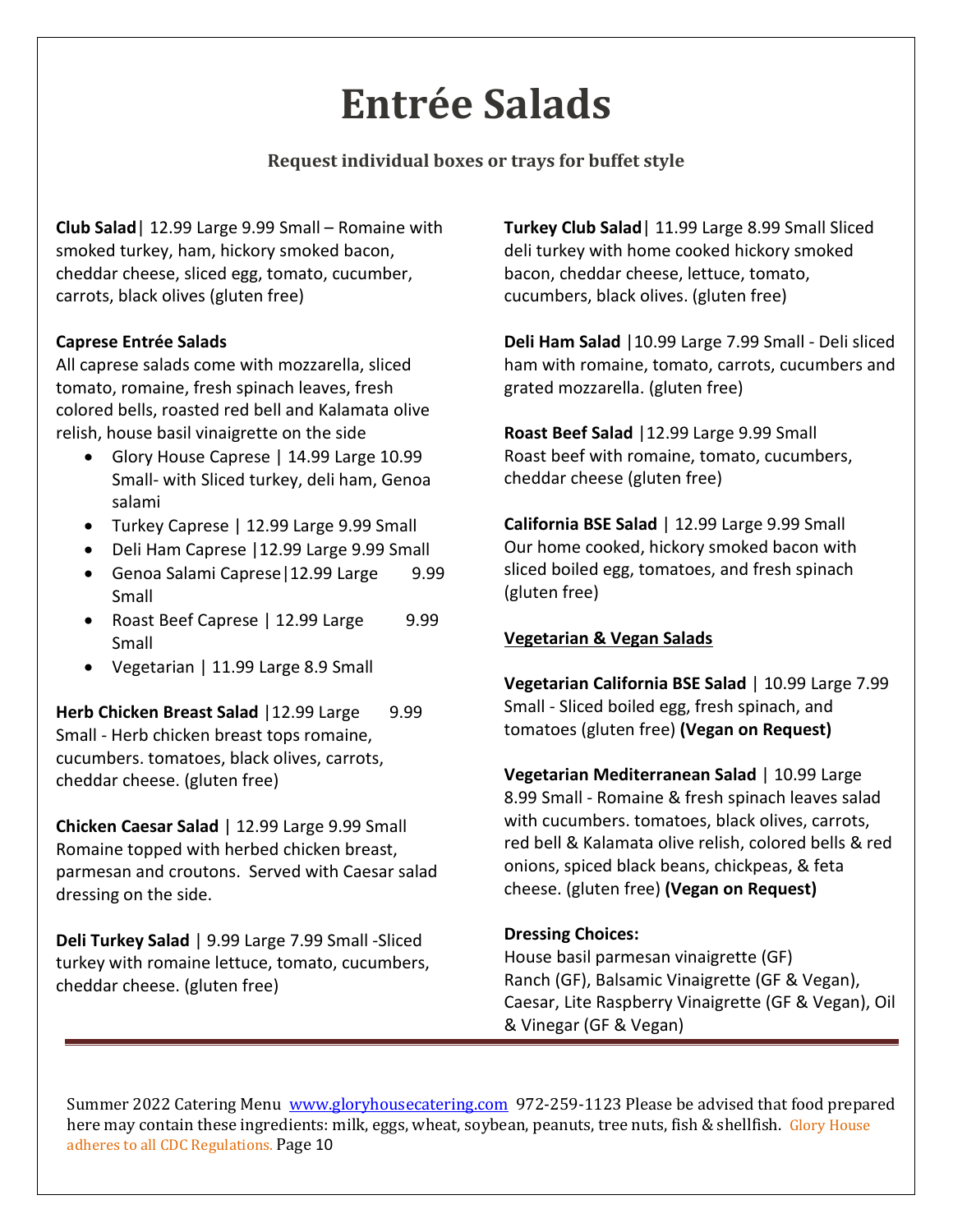# Entrée Salads

**Request individual boxes or trays for buffet style**

**Club Salad**| 12.99 Large 9.99 Small – Romaine with smoked turkey, ham, hickory smoked bacon, cheddar cheese, sliced egg, tomato, cucumber, carrots, black olives (gluten free)

**Caprese Entrée Salads**

All caprese salads come with mozzarella, sliced tomato, romaine, fresh spinach leaves, fresh colored bells, roasted red bell and Kalamata olive relish, house basil vinaigrette on the side

- Glory House Caprese | 14.99 Large 10.99 Small- with Sliced turkey, deli ham, Genoa salami
- Turkey Caprese | 12.99 Large 9.99 Small
- Deli Ham Caprese |12.99 Large 9.99 Small
- Genoa Salami Caprese|12.99 Large 9.99 Small
- Roast Beef Caprese | 12.99 Large 9.99 Small
- Vegetarian | 11.99 Large 8.9 Small

**Herb Chicken Breast Salad** |12.99 Large 9.99 Small - Herb chicken breast tops romaine, cucumbers. tomatoes, black olives, carrots, cheddar cheese. (gluten free)

**Chicken Caesar Salad** | 12.99 Large 9.99 Small Romaine topped with herbed chicken breast, parmesan and croutons. Served with Caesar salad dressing on the side.

**Deli Turkey Salad** | 9.99 Large 7.99 Small -Sliced turkey with romaine lettuce, tomato, cucumbers, cheddar cheese. (gluten free)

**Turkey Club Salad**| 11.99 Large 8.99 Small Sliced deli turkey with home cooked hickory smoked bacon, cheddar cheese, lettuce, tomato, cucumbers, black olives. (gluten free)

**Deli Ham Salad** |10.99 Large 7.99 Small - Deli sliced ham with romaine, tomato, carrots, cucumbers and grated mozzarella. (gluten free)

**Roast Beef Salad** |12.99 Large 9.99 Small Roast beef with romaine, tomato, cucumbers, cheddar cheese (gluten free)

**California BSE Salad** | 12.99 Large 9.99 Small Our home cooked, hickory smoked bacon with sliced boiled egg, tomatoes, and fresh spinach (gluten free)

**Vegetarian & Vegan Salads**

**Vegetarian California BSE Salad** | 10.99 Large 7.99 Small - Sliced boiled egg, fresh spinach, and tomatoes (gluten free) **(Vegan on Request)**

**Vegetarian Mediterranean Salad** | 10.99 Large 8.99 Small - Romaine & fresh spinach leaves salad with cucumbers. tomatoes, black olives, carrots, red bell & Kalamata olive relish, colored bells & red onions, spiced black beans, chickpeas, & feta cheese. (gluten free) **(Vegan on Request)**

**Dressing Choices:**

House basil parmesan vinaigrette (GF)
Ranch (GF), Balsamic Vinaigrette (GF & Vegan), Caesar, Lite Raspberry Vinaigrette (GF & Vegan), Oil & Vinegar (GF & Vegan)

Summer 2022 Catering Menu www.gloryhousecatering.com 972-259-1123 Please be advised that food prepared here may contain these ingredients: milk, eggs, wheat, soybean, peanuts, tree nuts, fish & shellfish. Glory House adheres to all CDC Regulations.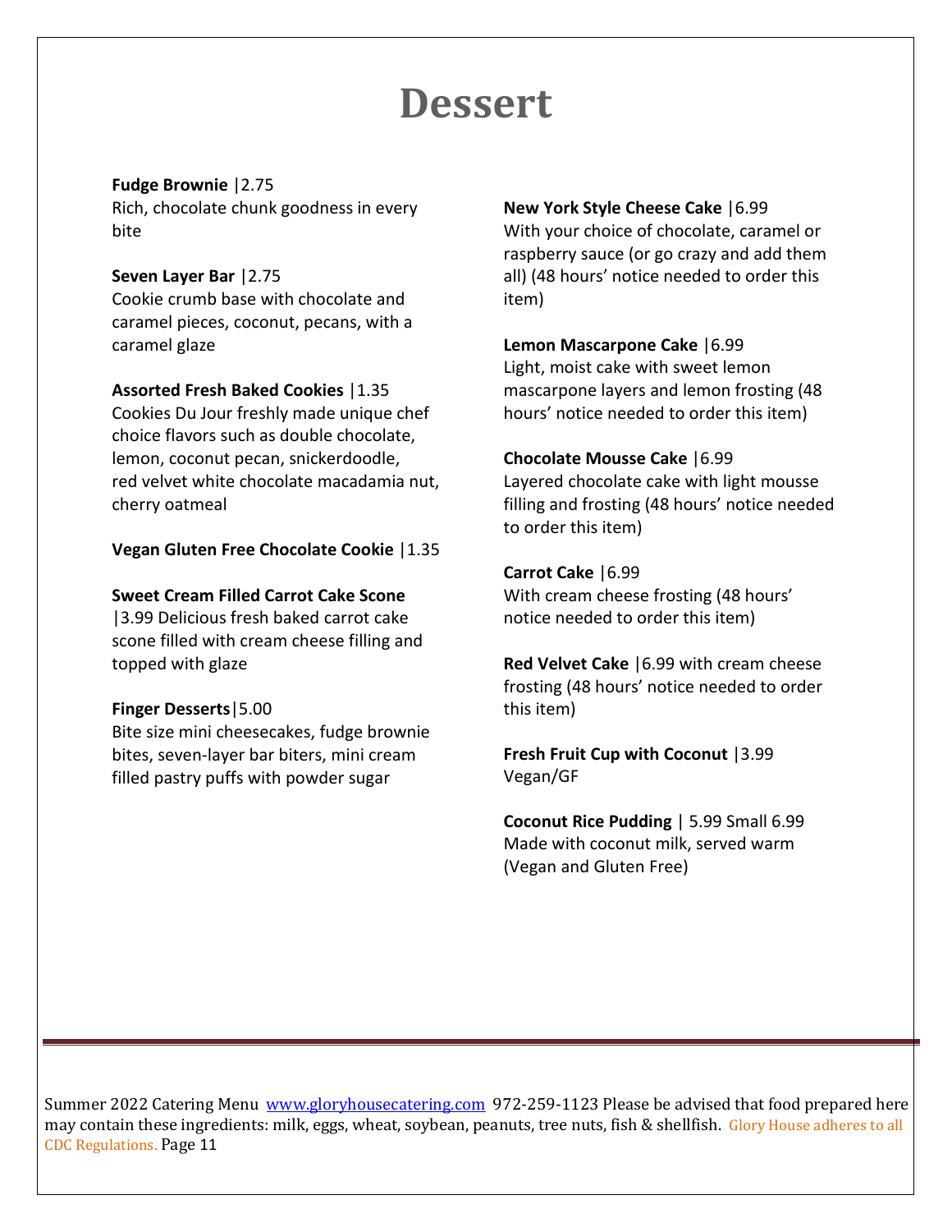# Dessert

**Fudge Brownie** |2.75
Rich, chocolate chunk goodness in every bite

**Seven Layer Bar** |2.75
Cookie crumb base with chocolate and caramel pieces, coconut, pecans, with a caramel glaze

**Assorted Fresh Baked Cookies** |1.35
Cookies Du Jour freshly made unique chef choice flavors such as double chocolate, lemon, coconut pecan, snickerdoodle, red velvet white chocolate macadamia nut, cherry oatmeal

**Vegan Gluten Free Chocolate Cookie** |1.35

**Sweet Cream Filled Carrot Cake Scone** |3.99 Delicious fresh baked carrot cake scone filled with cream cheese filling and topped with glaze

**Finger Desserts**|5.00
Bite size mini cheesecakes, fudge brownie bites, seven-layer bar biters, mini cream filled pastry puffs with powder sugar

**New York Style Cheese Cake** |6.99
With your choice of chocolate, caramel or raspberry sauce (or go crazy and add them all) (48 hours' notice needed to order this item)

**Lemon Mascarpone Cake** |6.99
Light, moist cake with sweet lemon mascarpone layers and lemon frosting (48 hours' notice needed to order this item)

**Chocolate Mousse Cake** |6.99
Layered chocolate cake with light mousse filling and frosting (48 hours' notice needed to order this item)

**Carrot Cake** |6.99
With cream cheese frosting (48 hours' notice needed to order this item)

**Red Velvet Cake** |6.99 with cream cheese frosting (48 hours' notice needed to order this item)

**Fresh Fruit Cup with Coconut** |3.99
Vegan/GF

**Coconut Rice Pudding** | 5.99 Small 6.99
Made with coconut milk, served warm (Vegan and Gluten Free)

Summer 2022 Catering Menu www.gloryhousecatering.com 972-259-1123 Please be advised that food prepared here may contain these ingredients: milk, eggs, wheat, soybean, peanuts, tree nuts, fish & shellfish. Glory House adheres to all CDC Regulations.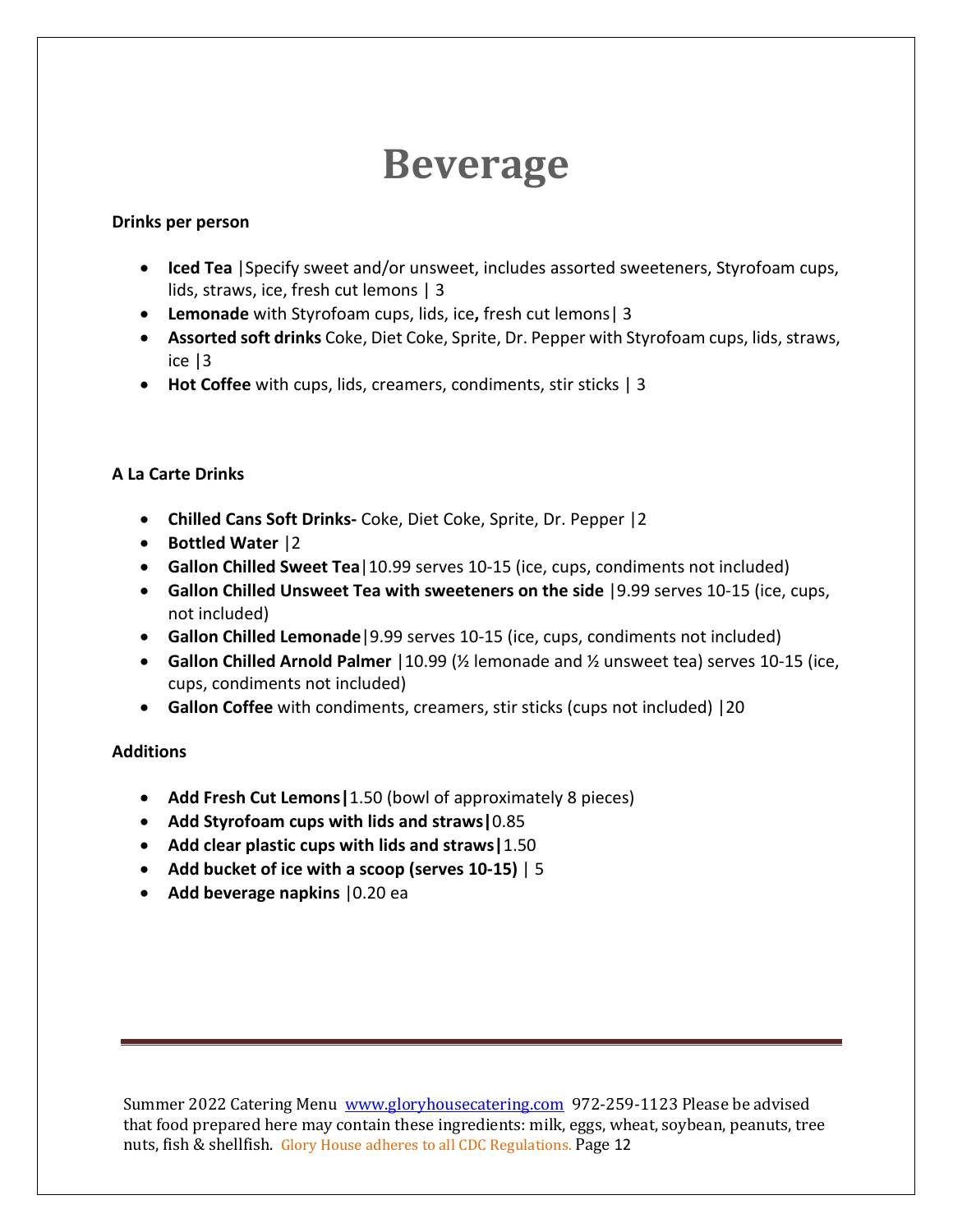# Beverage

**Drinks per person**

- **Iced Tea** |Specify sweet and/or unsweet, includes assorted sweeteners, Styrofoam cups, lids, straws, ice, fresh cut lemons | 3
- **Lemonade** with Styrofoam cups, lids, ice**,** fresh cut lemons| 3
- **Assorted soft drinks** Coke, Diet Coke, Sprite, Dr. Pepper with Styrofoam cups, lids, straws, ice |3
- **Hot Coffee** with cups, lids, creamers, condiments, stir sticks | 3

**A La Carte Drinks**

- **Chilled Cans Soft Drinks-** Coke, Diet Coke, Sprite, Dr. Pepper |2
- **Bottled Water** |2
- **Gallon Chilled Sweet Tea**|10.99 serves 10-15 (ice, cups, condiments not included)
- **Gallon Chilled Unsweet Tea with sweeteners on the side** |9.99 serves 10-15 (ice, cups, not included)
- **Gallon Chilled Lemonade**|9.99 serves 10-15 (ice, cups, condiments not included)
- **Gallon Chilled Arnold Palmer** |10.99 (½ lemonade and ½ unsweet tea) serves 10-15 (ice, cups, condiments not included)
- **Gallon Coffee** with condiments, creamers, stir sticks (cups not included) |20

**Additions**

- **Add Fresh Cut Lemons|**1.50 (bowl of approximately 8 pieces)
- **Add Styrofoam cups with lids and straws|**0.85
- **Add clear plastic cups with lids and straws|**1.50
- **Add bucket of ice with a scoop (serves 10-15)** | 5
- **Add beverage napkins** |0.20 ea

Summer 2022 Catering Menu www.gloryhousecatering.com 972-259-1123 Please be advised that food prepared here may contain these ingredients: milk, eggs, wheat, soybean, peanuts, tree nuts, fish & shellfish. Glory House adheres to all CDC Regulations.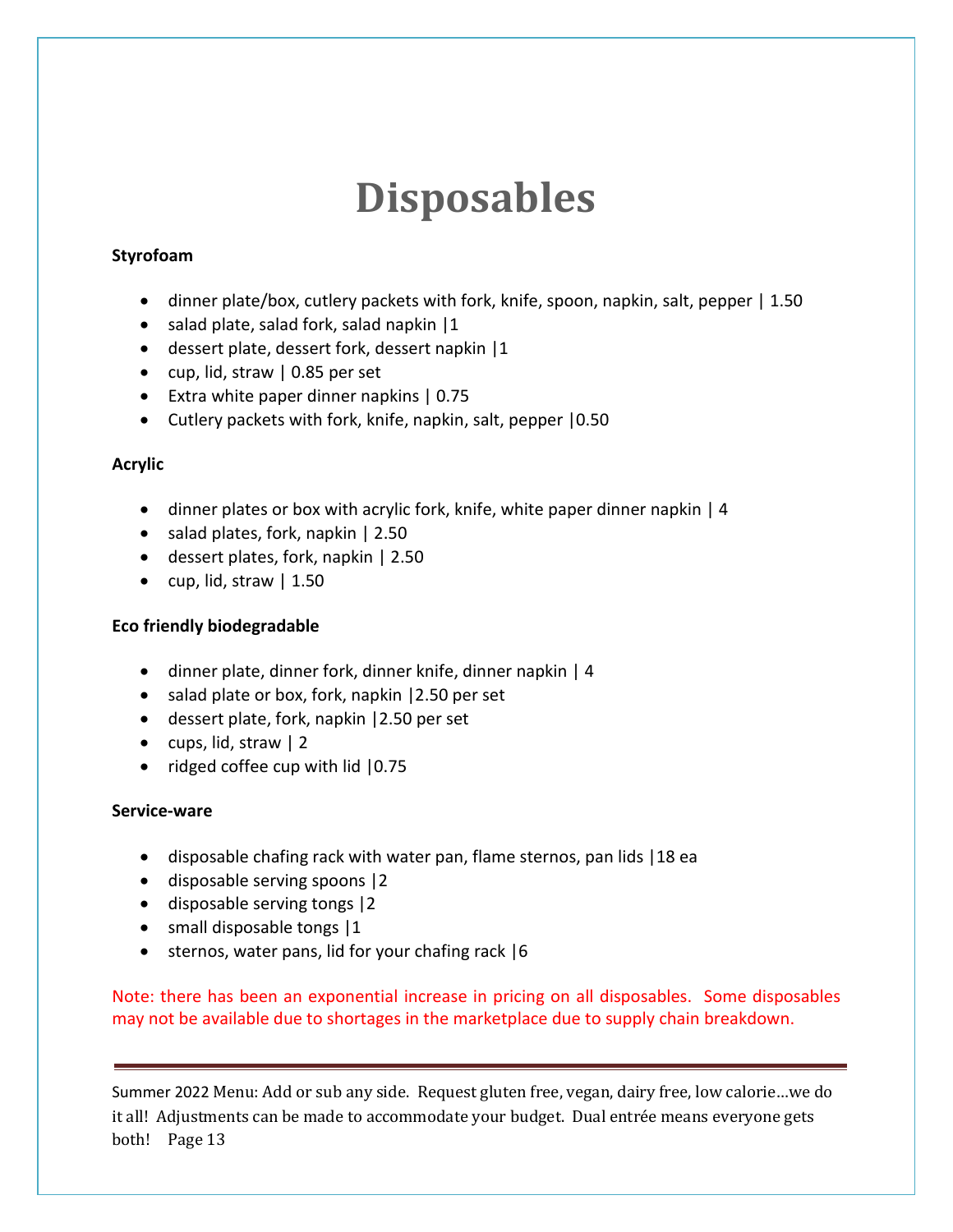# Disposables

**Styrofoam**

- dinner plate/box, cutlery packets with fork, knife, spoon, napkin, salt, pepper | 1.50
- salad plate, salad fork, salad napkin |1
- dessert plate, dessert fork, dessert napkin |1
- cup, lid, straw | 0.85 per set
- Extra white paper dinner napkins | 0.75
- Cutlery packets with fork, knife, napkin, salt, pepper |0.50

**Acrylic**

- dinner plates or box with acrylic fork, knife, white paper dinner napkin | 4
- salad plates, fork, napkin | 2.50
- dessert plates, fork, napkin | 2.50
- cup, lid, straw | 1.50

**Eco friendly biodegradable**

- dinner plate, dinner fork, dinner knife, dinner napkin | 4
- salad plate or box, fork, napkin |2.50 per set
- dessert plate, fork, napkin |2.50 per set
- cups, lid, straw | 2
- ridged coffee cup with lid |0.75

**Service-ware**

- disposable chafing rack with water pan, flame sternos, pan lids |18 ea
- disposable serving spoons |2
- disposable serving tongs |2
- small disposable tongs |1
- sternos, water pans, lid for your chafing rack |6

Note: there has been an exponential increase in pricing on all disposables. Some disposables may not be available due to shortages in the marketplace due to supply chain breakdown.

Summer 2022 Menu: Add or sub any side. Request gluten free, vegan, dairy free, low calorie…we do it all! Adjustments can be made to accommodate your budget. Dual entrée means everyone gets both!